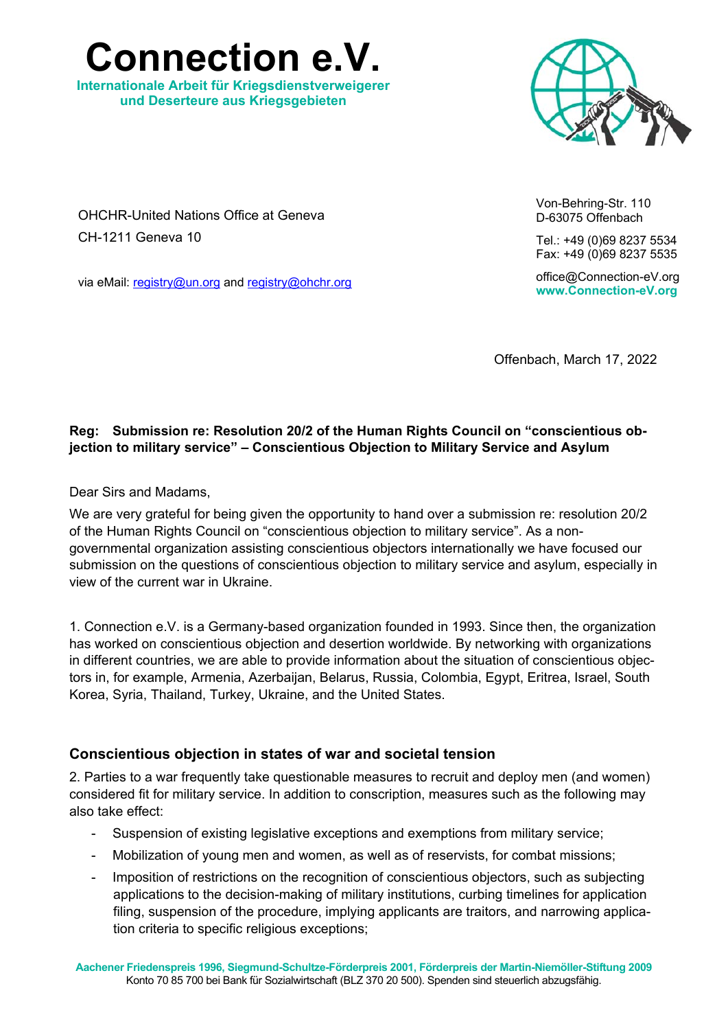# Connection e.V.

**Internationale Arbeit für Kriegsdienstverweigerer und Deserteure aus Kriegsgebieten**

OHCHR-United Nations Office at Geneva
CH-1211 Geneva 10

via eMail: registry@un.org and registry@ohchr.org

Von-Behring-Str. 110
D-63075 Offenbach

Tel.: +49 (0)69 8237 5534
Fax: +49 (0)69 8237 5535

office@Connection-eV.org
**www.Connection-eV.org**

Offenbach, March 17, 2022

**Reg: Submission re: Resolution 20/2 of the Human Rights Council on "conscientious objection to military service" – Conscientious Objection to Military Service and Asylum**

Dear Sirs and Madams,

We are very grateful for being given the opportunity to hand over a submission re: resolution 20/2 of the Human Rights Council on "conscientious objection to military service". As a non-governmental organization assisting conscientious objectors internationally we have focused our submission on the questions of conscientious objection to military service and asylum, especially in view of the current war in Ukraine.

1. Connection e.V. is a Germany-based organization founded in 1993. Since then, the organization has worked on conscientious objection and desertion worldwide. By networking with organizations in different countries, we are able to provide information about the situation of conscientious objectors in, for example, Armenia, Azerbaijan, Belarus, Russia, Colombia, Egypt, Eritrea, Israel, South Korea, Syria, Thailand, Turkey, Ukraine, and the United States.

## Conscientious objection in states of war and societal tension

2. Parties to a war frequently take questionable measures to recruit and deploy men (and women) considered fit for military service. In addition to conscription, measures such as the following may also take effect:

- Suspension of existing legislative exceptions and exemptions from military service;
- Mobilization of young men and women, as well as of reservists, for combat missions;
- Imposition of restrictions on the recognition of conscientious objectors, such as subjecting applications to the decision-making of military institutions, curbing timelines for application filing, suspension of the procedure, implying applicants are traitors, and narrowing application criteria to specific religious exceptions;

Aachener Friedenspreis 1996, Siegmund-Schultze-Förderpreis 2001, Förderpreis der Martin-Niemöller-Stiftung 2009
Konto 70 85 700 bei Bank für Sozialwirtschaft (BLZ 370 20 500). Spenden sind steuerlich abzugsfähig.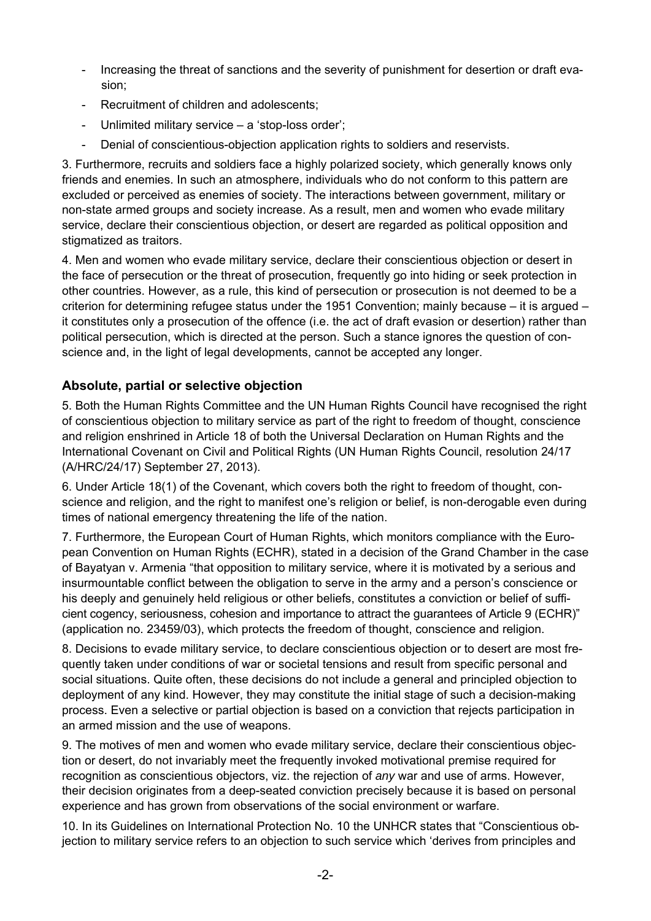- Increasing the threat of sanctions and the severity of punishment for desertion or draft evasion;
- Recruitment of children and adolescents;
- Unlimited military service – a 'stop-loss order';
- Denial of conscientious-objection application rights to soldiers and reservists.

3. Furthermore, recruits and soldiers face a highly polarized society, which generally knows only friends and enemies. In such an atmosphere, individuals who do not conform to this pattern are excluded or perceived as enemies of society. The interactions between government, military or non-state armed groups and society increase. As a result, men and women who evade military service, declare their conscientious objection, or desert are regarded as political opposition and stigmatized as traitors.

4. Men and women who evade military service, declare their conscientious objection or desert in the face of persecution or the threat of prosecution, frequently go into hiding or seek protection in other countries. However, as a rule, this kind of persecution or prosecution is not deemed to be a criterion for determining refugee status under the 1951 Convention; mainly because – it is argued – it constitutes only a prosecution of the offence (i.e. the act of draft evasion or desertion) rather than political persecution, which is directed at the person. Such a stance ignores the question of conscience and, in the light of legal developments, cannot be accepted any longer.

## Absolute, partial or selective objection

5. Both the Human Rights Committee and the UN Human Rights Council have recognised the right of conscientious objection to military service as part of the right to freedom of thought, conscience and religion enshrined in Article 18 of both the Universal Declaration on Human Rights and the International Covenant on Civil and Political Rights (UN Human Rights Council, resolution 24/17 (A/HRC/24/17) September 27, 2013).

6. Under Article 18(1) of the Covenant, which covers both the right to freedom of thought, conscience and religion, and the right to manifest one's religion or belief, is non-derogable even during times of national emergency threatening the life of the nation.

7. Furthermore, the European Court of Human Rights, which monitors compliance with the European Convention on Human Rights (ECHR), stated in a decision of the Grand Chamber in the case of Bayatyan v. Armenia "that opposition to military service, where it is motivated by a serious and insurmountable conflict between the obligation to serve in the army and a person's conscience or his deeply and genuinely held religious or other beliefs, constitutes a conviction or belief of sufficient cogency, seriousness, cohesion and importance to attract the guarantees of Article 9 (ECHR)" (application no. 23459/03), which protects the freedom of thought, conscience and religion.

8. Decisions to evade military service, to declare conscientious objection or to desert are most frequently taken under conditions of war or societal tensions and result from specific personal and social situations. Quite often, these decisions do not include a general and principled objection to deployment of any kind. However, they may constitute the initial stage of such a decision-making process. Even a selective or partial objection is based on a conviction that rejects participation in an armed mission and the use of weapons.

9. The motives of men and women who evade military service, declare their conscientious objection or desert, do not invariably meet the frequently invoked motivational premise required for recognition as conscientious objectors, viz. the rejection of *any* war and use of arms. However, their decision originates from a deep-seated conviction precisely because it is based on personal experience and has grown from observations of the social environment or warfare.

10. In its Guidelines on International Protection No. 10 the UNHCR states that "Conscientious objection to military service refers to an objection to such service which 'derives from principles and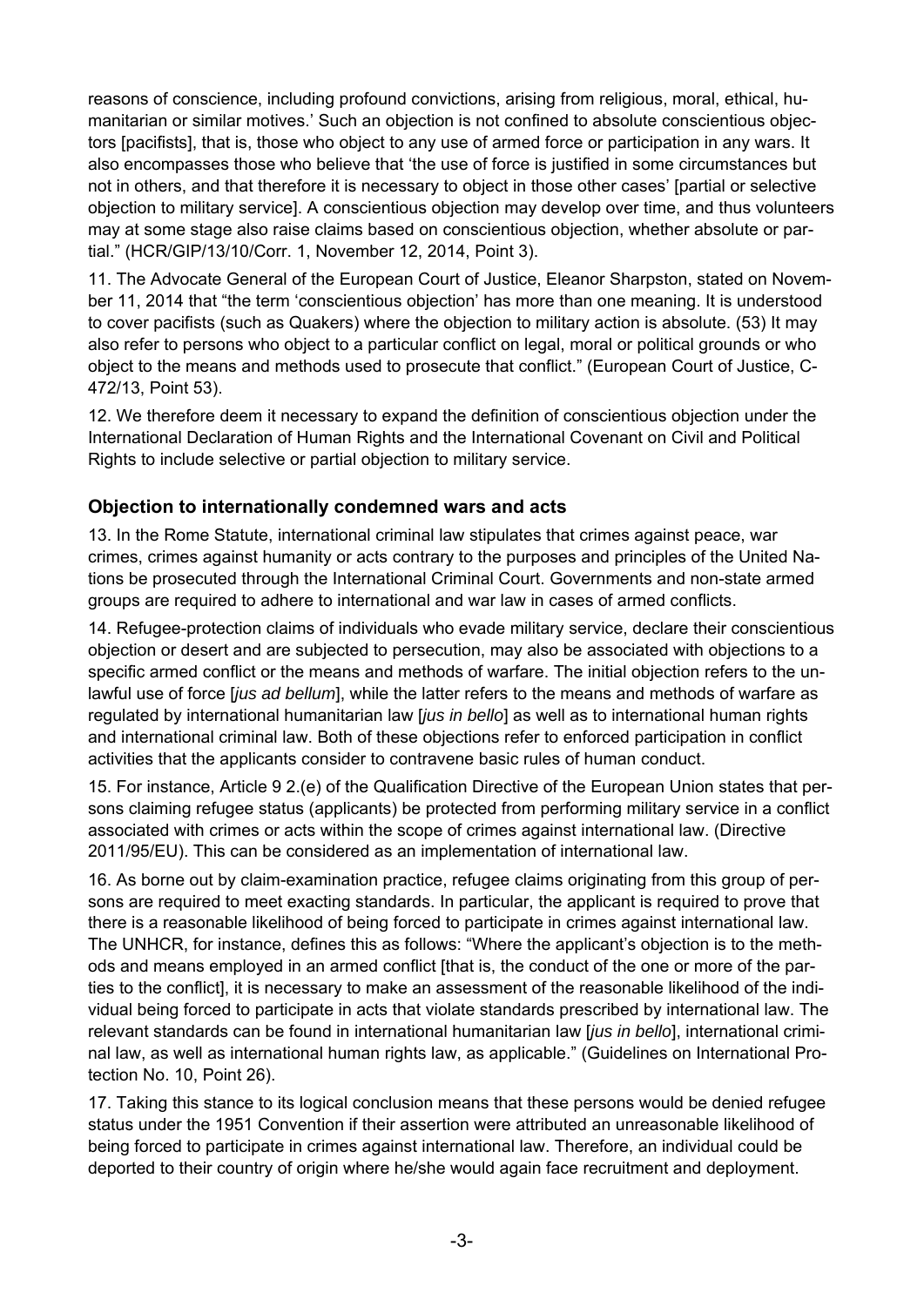reasons of conscience, including profound convictions, arising from religious, moral, ethical, humanitarian or similar motives.' Such an objection is not confined to absolute conscientious objectors [pacifists], that is, those who object to any use of armed force or participation in any wars. It also encompasses those who believe that 'the use of force is justified in some circumstances but not in others, and that therefore it is necessary to object in those other cases' [partial or selective objection to military service]. A conscientious objection may develop over time, and thus volunteers may at some stage also raise claims based on conscientious objection, whether absolute or partial." (HCR/GIP/13/10/Corr. 1, November 12, 2014, Point 3).

11. The Advocate General of the European Court of Justice, Eleanor Sharpston, stated on November 11, 2014 that "the term 'conscientious objection' has more than one meaning. It is understood to cover pacifists (such as Quakers) where the objection to military action is absolute. (53) It may also refer to persons who object to a particular conflict on legal, moral or political grounds or who object to the means and methods used to prosecute that conflict." (European Court of Justice, C-472/13, Point 53).

12. We therefore deem it necessary to expand the definition of conscientious objection under the International Declaration of Human Rights and the International Covenant on Civil and Political Rights to include selective or partial objection to military service.

## Objection to internationally condemned wars and acts

13. In the Rome Statute, international criminal law stipulates that crimes against peace, war crimes, crimes against humanity or acts contrary to the purposes and principles of the United Nations be prosecuted through the International Criminal Court. Governments and non-state armed groups are required to adhere to international and war law in cases of armed conflicts.

14. Refugee-protection claims of individuals who evade military service, declare their conscientious objection or desert and are subjected to persecution, may also be associated with objections to a specific armed conflict or the means and methods of warfare. The initial objection refers to the unlawful use of force [*jus ad bellum*], while the latter refers to the means and methods of warfare as regulated by international humanitarian law [*jus in bello*] as well as to international human rights and international criminal law. Both of these objections refer to enforced participation in conflict activities that the applicants consider to contravene basic rules of human conduct.

15. For instance, Article 9 2.(e) of the Qualification Directive of the European Union states that persons claiming refugee status (applicants) be protected from performing military service in a conflict associated with crimes or acts within the scope of crimes against international law. (Directive 2011/95/EU). This can be considered as an implementation of international law.

16. As borne out by claim-examination practice, refugee claims originating from this group of persons are required to meet exacting standards. In particular, the applicant is required to prove that there is a reasonable likelihood of being forced to participate in crimes against international law. The UNHCR, for instance, defines this as follows: "Where the applicant's objection is to the methods and means employed in an armed conflict [that is, the conduct of the one or more of the parties to the conflict], it is necessary to make an assessment of the reasonable likelihood of the individual being forced to participate in acts that violate standards prescribed by international law. The relevant standards can be found in international humanitarian law [*jus in bello*], international criminal law, as well as international human rights law, as applicable." (Guidelines on International Protection No. 10, Point 26).

17. Taking this stance to its logical conclusion means that these persons would be denied refugee status under the 1951 Convention if their assertion were attributed an unreasonable likelihood of being forced to participate in crimes against international law. Therefore, an individual could be deported to their country of origin where he/she would again face recruitment and deployment.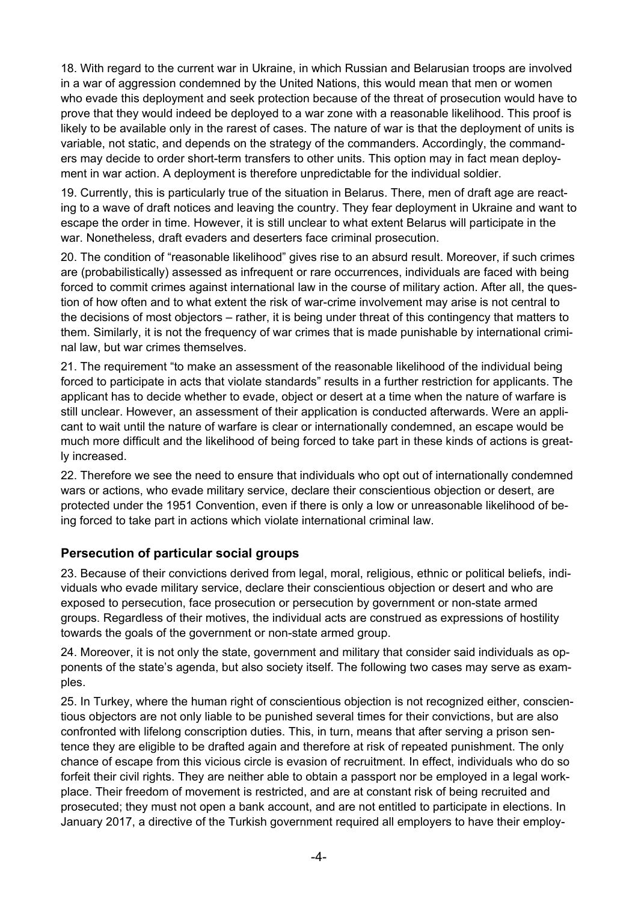18. With regard to the current war in Ukraine, in which Russian and Belarusian troops are involved in a war of aggression condemned by the United Nations, this would mean that men or women who evade this deployment and seek protection because of the threat of prosecution would have to prove that they would indeed be deployed to a war zone with a reasonable likelihood. This proof is likely to be available only in the rarest of cases. The nature of war is that the deployment of units is variable, not static, and depends on the strategy of the commanders. Accordingly, the commanders may decide to order short-term transfers to other units. This option may in fact mean deployment in war action. A deployment is therefore unpredictable for the individual soldier.

19. Currently, this is particularly true of the situation in Belarus. There, men of draft age are reacting to a wave of draft notices and leaving the country. They fear deployment in Ukraine and want to escape the order in time. However, it is still unclear to what extent Belarus will participate in the war. Nonetheless, draft evaders and deserters face criminal prosecution.

20. The condition of "reasonable likelihood" gives rise to an absurd result. Moreover, if such crimes are (probabilistically) assessed as infrequent or rare occurrences, individuals are faced with being forced to commit crimes against international law in the course of military action. After all, the question of how often and to what extent the risk of war-crime involvement may arise is not central to the decisions of most objectors – rather, it is being under threat of this contingency that matters to them. Similarly, it is not the frequency of war crimes that is made punishable by international criminal law, but war crimes themselves.

21. The requirement "to make an assessment of the reasonable likelihood of the individual being forced to participate in acts that violate standards" results in a further restriction for applicants. The applicant has to decide whether to evade, object or desert at a time when the nature of warfare is still unclear. However, an assessment of their application is conducted afterwards. Were an applicant to wait until the nature of warfare is clear or internationally condemned, an escape would be much more difficult and the likelihood of being forced to take part in these kinds of actions is greatly increased.

22. Therefore we see the need to ensure that individuals who opt out of internationally condemned wars or actions, who evade military service, declare their conscientious objection or desert, are protected under the 1951 Convention, even if there is only a low or unreasonable likelihood of being forced to take part in actions which violate international criminal law.

## Persecution of particular social groups

23. Because of their convictions derived from legal, moral, religious, ethnic or political beliefs, individuals who evade military service, declare their conscientious objection or desert and who are exposed to persecution, face prosecution or persecution by government or non-state armed groups. Regardless of their motives, the individual acts are construed as expressions of hostility towards the goals of the government or non-state armed group.

24. Moreover, it is not only the state, government and military that consider said individuals as opponents of the state's agenda, but also society itself. The following two cases may serve as examples.

25. In Turkey, where the human right of conscientious objection is not recognized either, conscientious objectors are not only liable to be punished several times for their convictions, but are also confronted with lifelong conscription duties. This, in turn, means that after serving a prison sentence they are eligible to be drafted again and therefore at risk of repeated punishment. The only chance of escape from this vicious circle is evasion of recruitment. In effect, individuals who do so forfeit their civil rights. They are neither able to obtain a passport nor be employed in a legal workplace. Their freedom of movement is restricted, and are at constant risk of being recruited and prosecuted; they must not open a bank account, and are not entitled to participate in elections. In January 2017, a directive of the Turkish government required all employers to have their employ-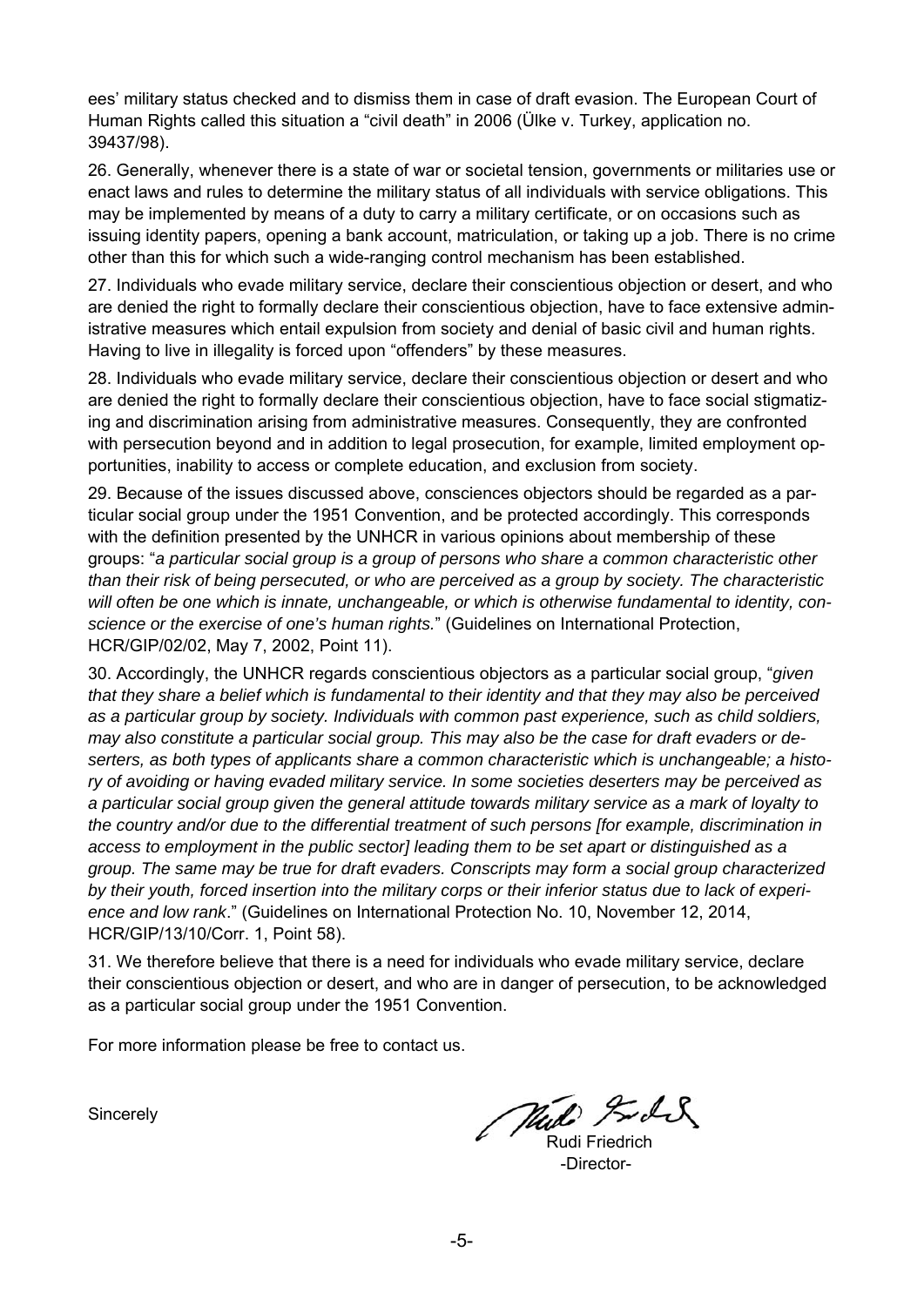ees' military status checked and to dismiss them in case of draft evasion. The European Court of Human Rights called this situation a "civil death" in 2006 (Ülke v. Turkey, application no. 39437/98).

26. Generally, whenever there is a state of war or societal tension, governments or militaries use or enact laws and rules to determine the military status of all individuals with service obligations. This may be implemented by means of a duty to carry a military certificate, or on occasions such as issuing identity papers, opening a bank account, matriculation, or taking up a job. There is no crime other than this for which such a wide-ranging control mechanism has been established.

27. Individuals who evade military service, declare their conscientious objection or desert, and who are denied the right to formally declare their conscientious objection, have to face extensive administrative measures which entail expulsion from society and denial of basic civil and human rights. Having to live in illegality is forced upon "offenders" by these measures.

28. Individuals who evade military service, declare their conscientious objection or desert and who are denied the right to formally declare their conscientious objection, have to face social stigmatizing and discrimination arising from administrative measures. Consequently, they are confronted with persecution beyond and in addition to legal prosecution, for example, limited employment opportunities, inability to access or complete education, and exclusion from society.

29. Because of the issues discussed above, consciences objectors should be regarded as a particular social group under the 1951 Convention, and be protected accordingly. This corresponds with the definition presented by the UNHCR in various opinions about membership of these groups: "*a particular social group is a group of persons who share a common characteristic other than their risk of being persecuted, or who are perceived as a group by society. The characteristic will often be one which is innate, unchangeable, or which is otherwise fundamental to identity, conscience or the exercise of one's human rights.*" (Guidelines on International Protection, HCR/GIP/02/02, May 7, 2002, Point 11).

30. Accordingly, the UNHCR regards conscientious objectors as a particular social group, "*given that they share a belief which is fundamental to their identity and that they may also be perceived as a particular group by society. Individuals with common past experience, such as child soldiers, may also constitute a particular social group. This may also be the case for draft evaders or deserters, as both types of applicants share a common characteristic which is unchangeable; a history of avoiding or having evaded military service. In some societies deserters may be perceived as a particular social group given the general attitude towards military service as a mark of loyalty to the country and/or due to the differential treatment of such persons [for example, discrimination in access to employment in the public sector] leading them to be set apart or distinguished as a group. The same may be true for draft evaders. Conscripts may form a social group characterized by their youth, forced insertion into the military corps or their inferior status due to lack of experience and low rank*." (Guidelines on International Protection No. 10, November 12, 2014, HCR/GIP/13/10/Corr. 1, Point 58).

31. We therefore believe that there is a need for individuals who evade military service, declare their conscientious objection or desert, and who are in danger of persecution, to be acknowledged as a particular social group under the 1951 Convention.

For more information please be free to contact us.

Sincerely

Rudi Friedrich
-Director-